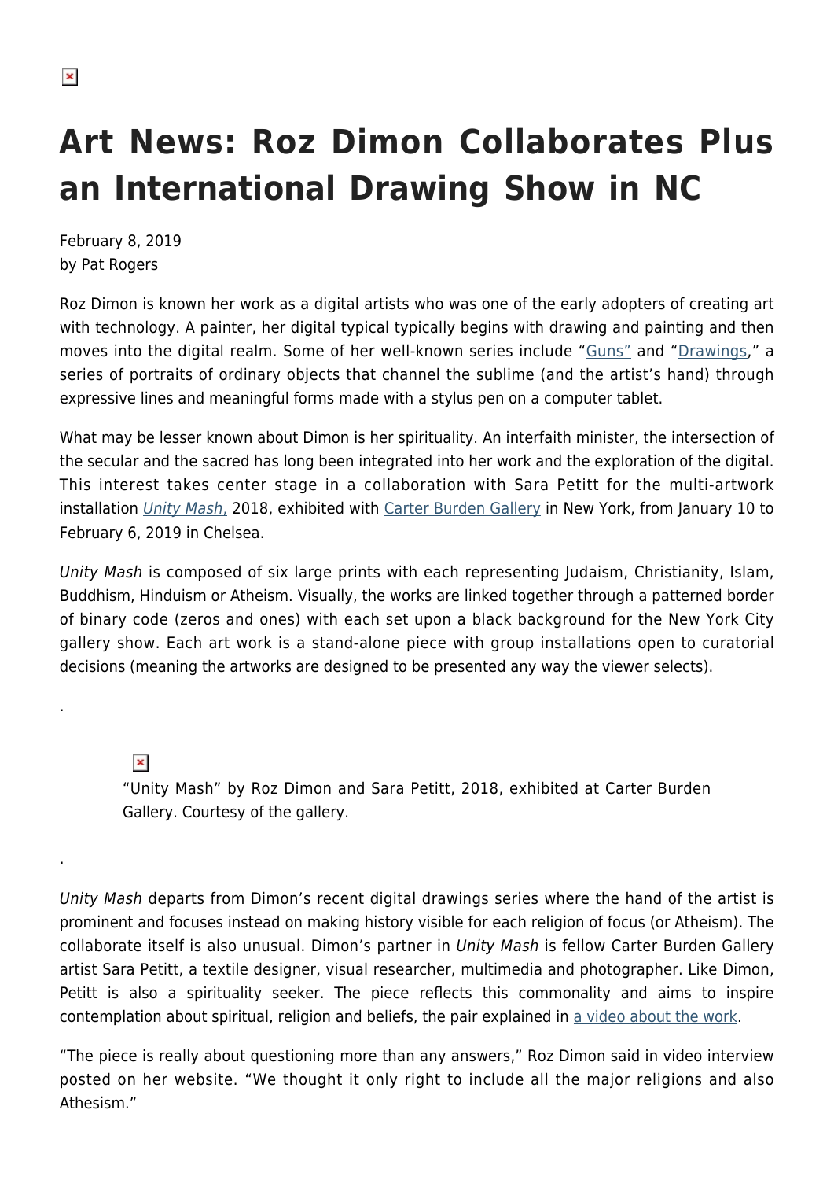# Art News: Roz Dimon Collaborates Plus an International Drawing Show in NC

February 8, 2019
by Pat Rogers

Roz Dimon is known her work as a digital artists who was one of the early adopters of creating art with technology. A painter, her digital typical typically begins with drawing and painting and then moves into the digital realm. Some of her well-known series include "Guns" and "Drawings," a series of portraits of ordinary objects that channel the sublime (and the artist's hand) through expressive lines and meaningful forms made with a stylus pen on a computer tablet.

What may be lesser known about Dimon is her spirituality. An interfaith minister, the intersection of the secular and the sacred has long been integrated into her work and the exploration of the digital. This interest takes center stage in a collaboration with Sara Petitt for the multi-artwork installation *Unity Mash,* 2018, exhibited with Carter Burden Gallery in New York, from January 10 to February 6, 2019 in Chelsea.

*Unity Mash* is composed of six large prints with each representing Judaism, Christianity, Islam, Buddhism, Hinduism or Atheism. Visually, the works are linked together through a patterned border of binary code (zeros and ones) with each set upon a black background for the New York City gallery show. Each art work is a stand-alone piece with group installations open to curatorial decisions (meaning the artworks are designed to be presented any way the viewer selects).

.

"Unity Mash" by Roz Dimon and Sara Petitt, 2018, exhibited at Carter Burden Gallery. Courtesy of the gallery.

.

*Unity Mash* departs from Dimon's recent digital drawings series where the hand of the artist is prominent and focuses instead on making history visible for each religion of focus (or Atheism). The collaborate itself is also unusual. Dimon's partner in *Unity Mash* is fellow Carter Burden Gallery artist Sara Petitt, a textile designer, visual researcher, multimedia and photographer. Like Dimon, Petitt is also a spirituality seeker. The piece reflects this commonality and aims to inspire contemplation about spiritual, religion and beliefs, the pair explained in a video about the work.

"The piece is really about questioning more than any answers," Roz Dimon said in video interview posted on her website. "We thought it only right to include all the major religions and also Athesism."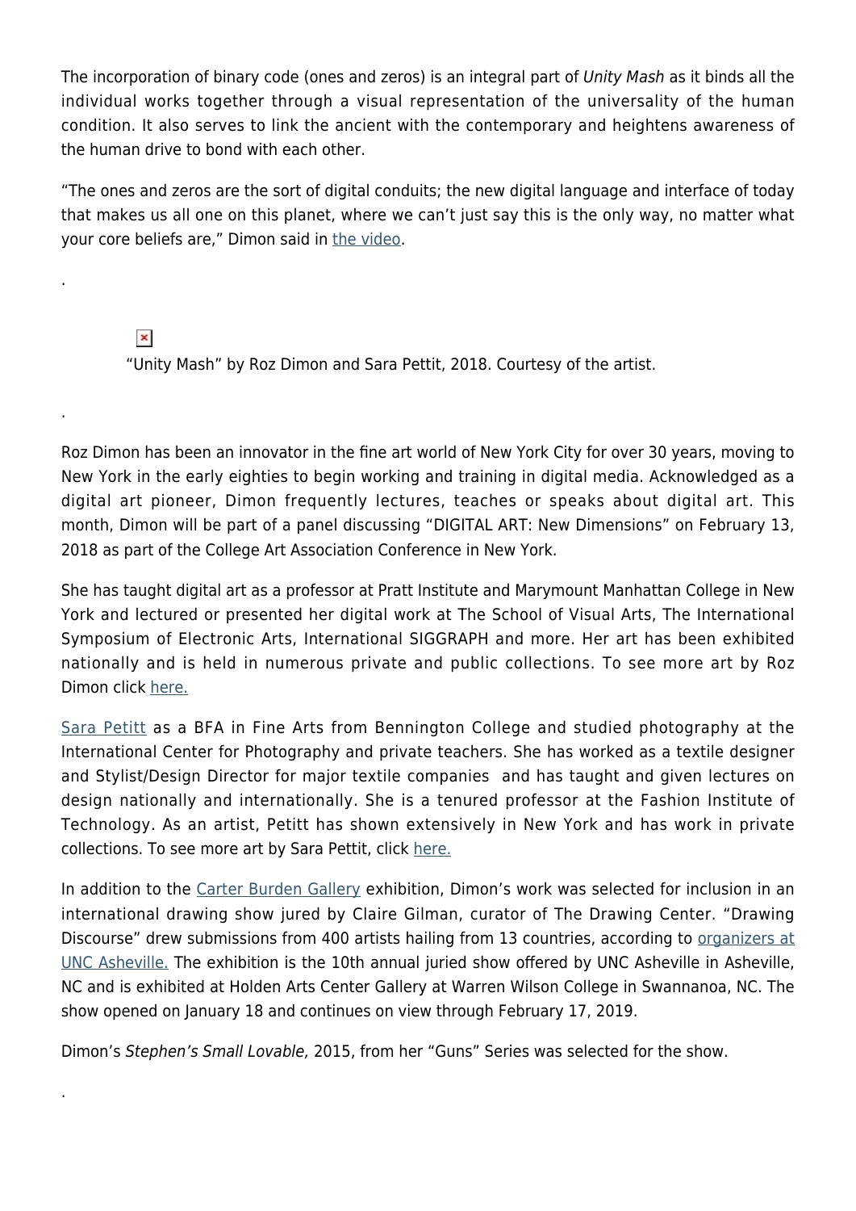The incorporation of binary code (ones and zeros) is an integral part of *Unity Mash* as it binds all the individual works together through a visual representation of the universality of the human condition. It also serves to link the ancient with the contemporary and heightens awareness of the human drive to bond with each other.

"The ones and zeros are the sort of digital conduits; the new digital language and interface of today that makes us all one on this planet, where we can't just say this is the only way, no matter what your core beliefs are," Dimon said in the video.

.

"Unity Mash" by Roz Dimon and Sara Pettit, 2018. Courtesy of the artist.

.

Roz Dimon has been an innovator in the fine art world of New York City for over 30 years, moving to New York in the early eighties to begin working and training in digital media. Acknowledged as a digital art pioneer, Dimon frequently lectures, teaches or speaks about digital art. This month, Dimon will be part of a panel discussing "DIGITAL ART: New Dimensions" on February 13, 2018 as part of the College Art Association Conference in New York.

She has taught digital art as a professor at Pratt Institute and Marymount Manhattan College in New York and lectured or presented her digital work at The School of Visual Arts, The International Symposium of Electronic Arts, International SIGGRAPH and more. Her art has been exhibited nationally and is held in numerous private and public collections. To see more art by Roz Dimon click here.

Sara Petitt as a BFA in Fine Arts from Bennington College and studied photography at the International Center for Photography and private teachers. She has worked as a textile designer and Stylist/Design Director for major textile companies and has taught and given lectures on design nationally and internationally. She is a tenured professor at the Fashion Institute of Technology. As an artist, Petitt has shown extensively in New York and has work in private collections. To see more art by Sara Pettit, click here.

In addition to the Carter Burden Gallery exhibition, Dimon's work was selected for inclusion in an international drawing show jured by Claire Gilman, curator of The Drawing Center. "Drawing Discourse" drew submissions from 400 artists hailing from 13 countries, according to organizers at UNC Asheville. The exhibition is the 10th annual juried show offered by UNC Asheville in Asheville, NC and is exhibited at Holden Arts Center Gallery at Warren Wilson College in Swannanoa, NC. The show opened on January 18 and continues on view through February 17, 2019.

Dimon's *Stephen's Small Lovable,* 2015, from her "Guns" Series was selected for the show.

.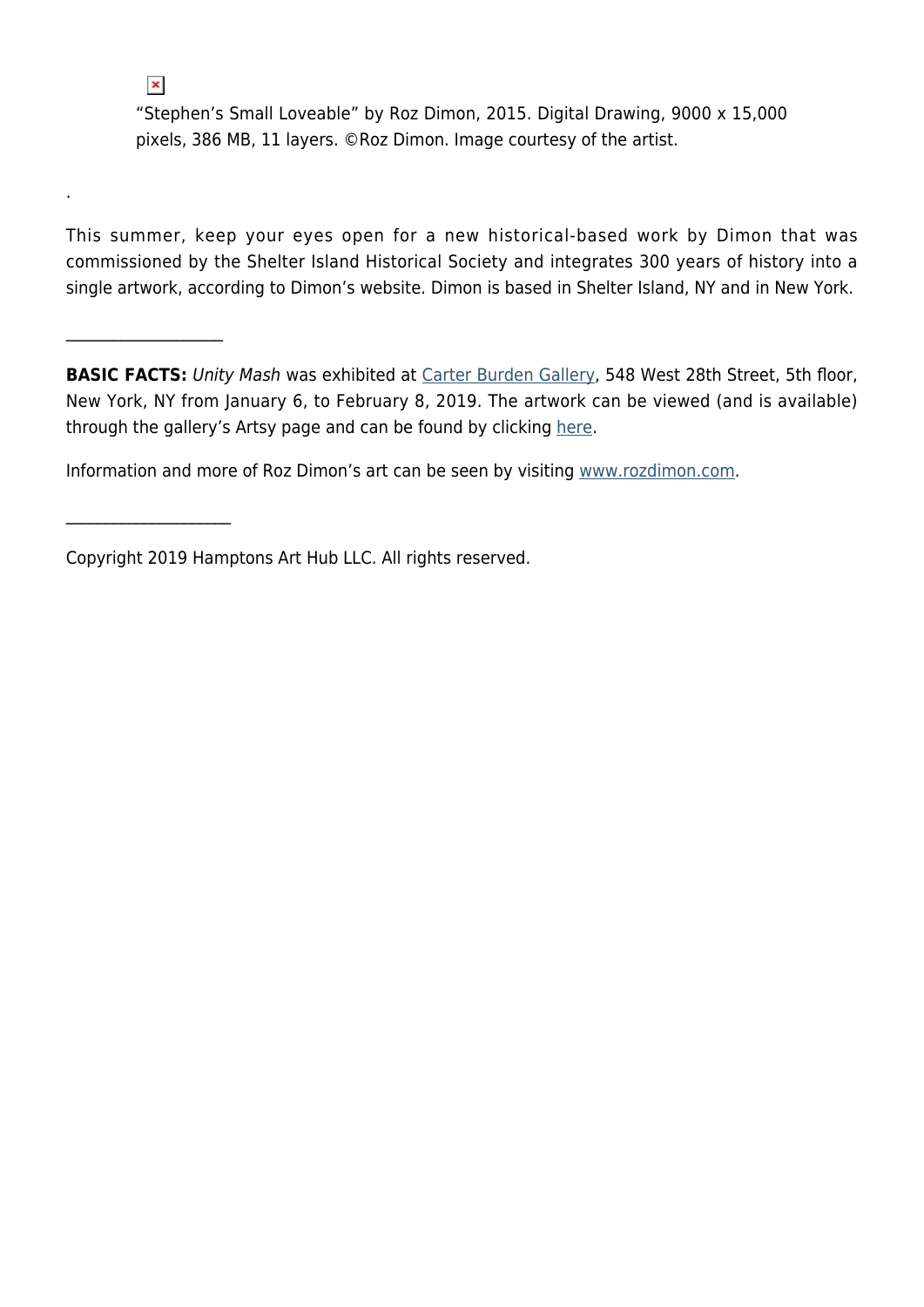“Stephen’s Small Loveable” by Roz Dimon, 2015. Digital Drawing, 9000 x 15,000 pixels, 386 MB, 11 layers. ©Roz Dimon. Image courtesy of the artist.

.

This summer, keep your eyes open for a new historical-based work by Dimon that was commissioned by the Shelter Island Historical Society and integrates 300 years of history into a single artwork, according to Dimon’s website. Dimon is based in Shelter Island, NY and in New York.

___________________

**BASIC FACTS:** *Unity Mash* was exhibited at Carter Burden Gallery, 548 West 28th Street, 5th floor, New York, NY from January 6, to February 8, 2019. The artwork can be viewed (and is available) through the gallery’s Artsy page and can be found by clicking here.

Information and more of Roz Dimon’s art can be seen by visiting www.rozdimon.com.

___________________

Copyright 2019 Hamptons Art Hub LLC. All rights reserved.